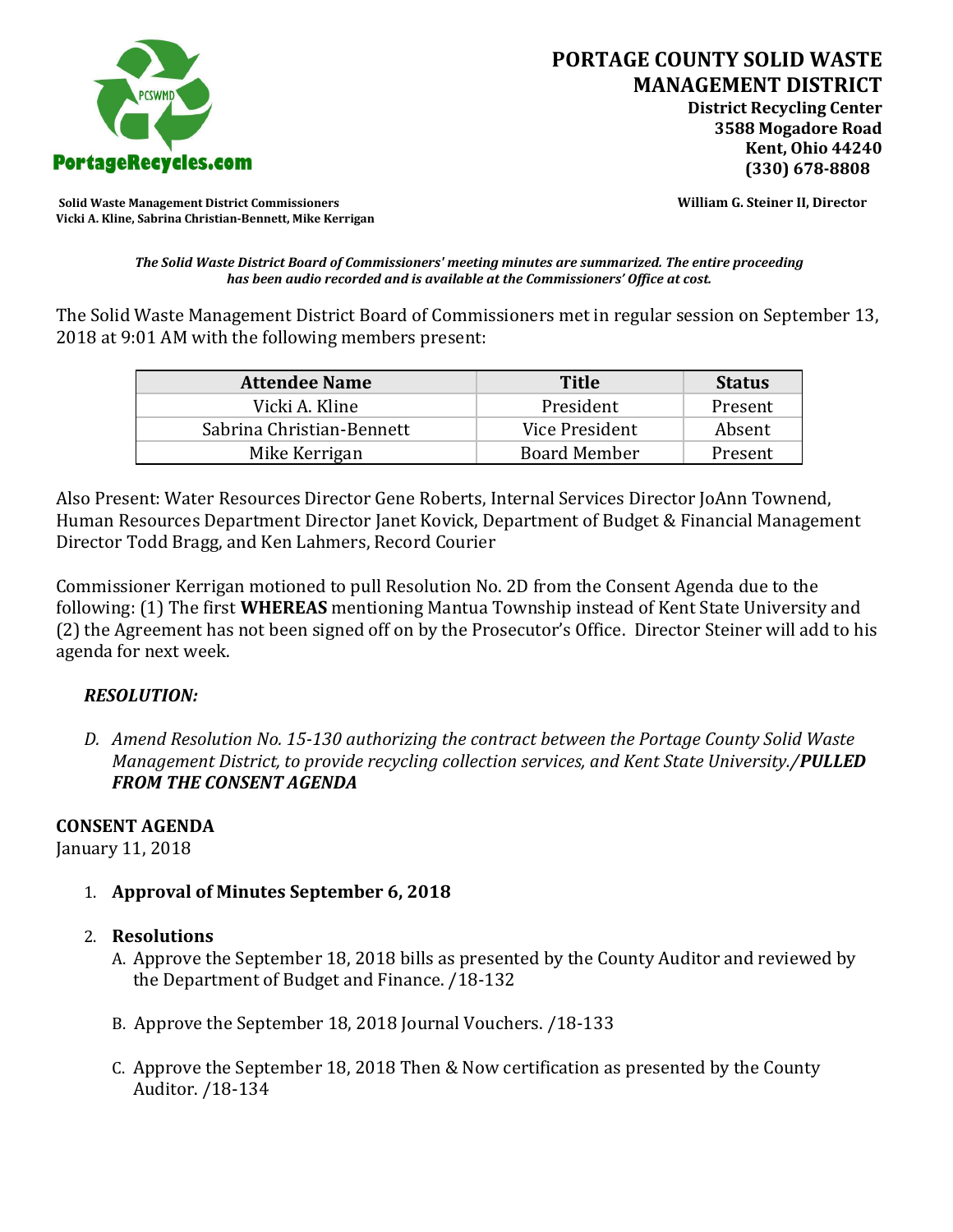# PORTAGE COUNTY SOLID WASTE MANAGEMENT DISTRICT

**District Recycling Center**
**3588 Mogadore Road**
**Kent, Ohio 44240**
**(330) 678-8808**

**Solid Waste Management District Commissioners**
**Vicki A. Kline, Sabrina Christian-Bennett, Mike Kerrigan**

**William G. Steiner II, Director**

***The Solid Waste District Board of Commissioners' meeting minutes are summarized. The entire proceeding has been audio recorded and is available at the Commissioners' Office at cost.***

The Solid Waste Management District Board of Commissioners met in regular session on September 13, 2018 at 9:01 AM with the following members present:

| Attendee Name | Title | Status |
|---|---|---|
| Vicki A. Kline | President | Present |
| Sabrina Christian-Bennett | Vice President | Absent |
| Mike Kerrigan | Board Member | Present |

Also Present: Water Resources Director Gene Roberts, Internal Services Director JoAnn Townend, Human Resources Department Director Janet Kovick, Department of Budget & Financial Management Director Todd Bragg, and Ken Lahmers, Record Courier

Commissioner Kerrigan motioned to pull Resolution No. 2D from the Consent Agenda due to the following: (1) The first **WHEREAS** mentioning Mantua Township instead of Kent State University and (2) the Agreement has not been signed off on by the Prosecutor's Office. Director Steiner will add to his agenda for next week.

***RESOLUTION:***

*D. Amend Resolution No. 15-130 authorizing the contract between the Portage County Solid Waste Management District, to provide recycling collection services, and Kent State University./**PULLED FROM THE CONSENT AGENDA***

**CONSENT AGENDA**
January 11, 2018

1. **Approval of Minutes September 6, 2018**

2. **Resolutions**
   - A. Approve the September 18, 2018 bills as presented by the County Auditor and reviewed by the Department of Budget and Finance. /18-132
   - B. Approve the September 18, 2018 Journal Vouchers. /18-133
   - C. Approve the September 18, 2018 Then & Now certification as presented by the County Auditor. /18-134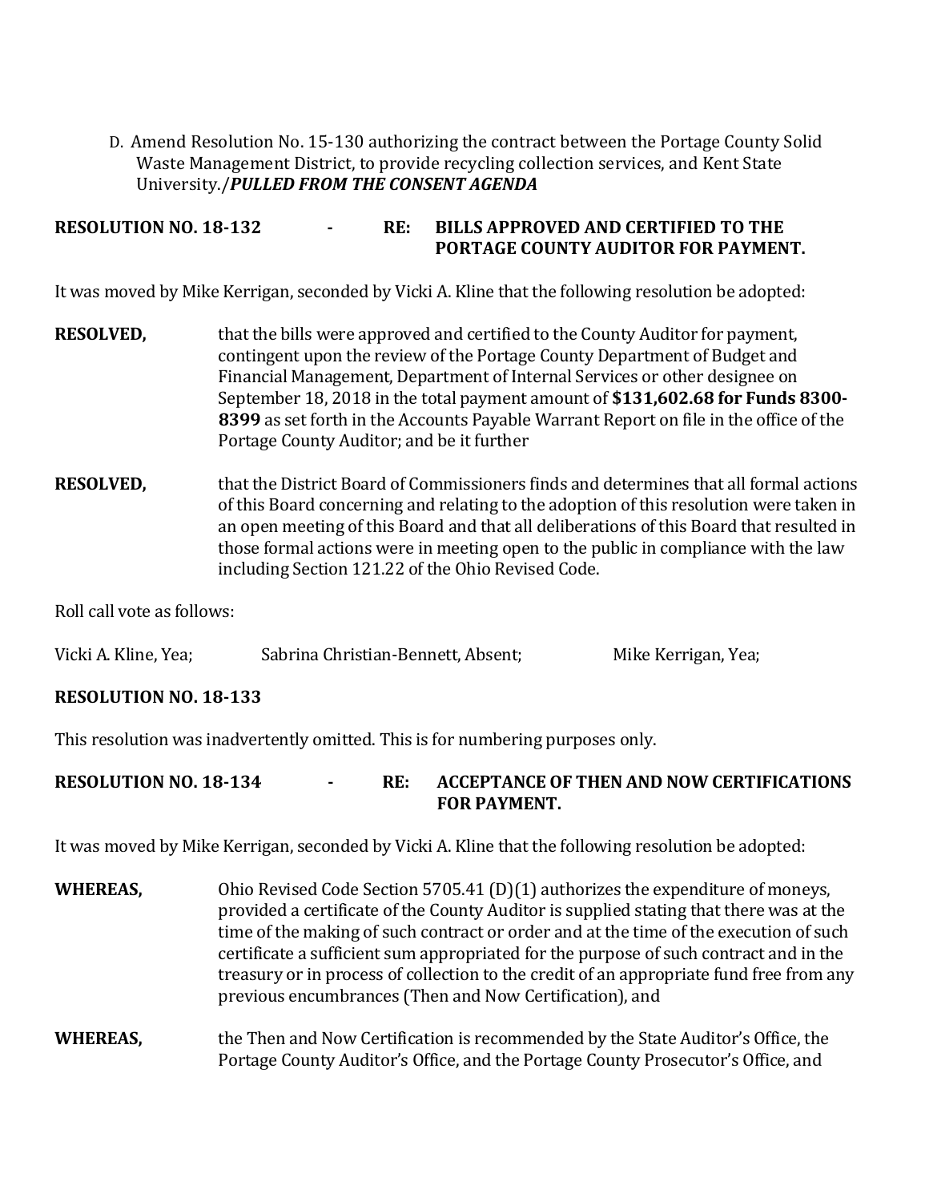D. Amend Resolution No. 15-130 authorizing the contract between the Portage County Solid Waste Management District, to provide recycling collection services, and Kent State University./***PULLED FROM THE CONSENT AGENDA***

**RESOLUTION NO. 18-132 - RE: BILLS APPROVED AND CERTIFIED TO THE PORTAGE COUNTY AUDITOR FOR PAYMENT.**

It was moved by Mike Kerrigan, seconded by Vicki A. Kline that the following resolution be adopted:

**RESOLVED,** that the bills were approved and certified to the County Auditor for payment, contingent upon the review of the Portage County Department of Budget and Financial Management, Department of Internal Services or other designee on September 18, 2018 in the total payment amount of **$131,602.68 for Funds 8300-8399** as set forth in the Accounts Payable Warrant Report on file in the office of the Portage County Auditor; and be it further

**RESOLVED,** that the District Board of Commissioners finds and determines that all formal actions of this Board concerning and relating to the adoption of this resolution were taken in an open meeting of this Board and that all deliberations of this Board that resulted in those formal actions were in meeting open to the public in compliance with the law including Section 121.22 of the Ohio Revised Code.

Roll call vote as follows:

Vicki A. Kline, Yea; Sabrina Christian-Bennett, Absent; Mike Kerrigan, Yea;

**RESOLUTION NO. 18-133**

This resolution was inadvertently omitted. This is for numbering purposes only.

**RESOLUTION NO. 18-134 - RE: ACCEPTANCE OF THEN AND NOW CERTIFICATIONS FOR PAYMENT.**

It was moved by Mike Kerrigan, seconded by Vicki A. Kline that the following resolution be adopted:

**WHEREAS,** Ohio Revised Code Section 5705.41 (D)(1) authorizes the expenditure of moneys, provided a certificate of the County Auditor is supplied stating that there was at the time of the making of such contract or order and at the time of the execution of such certificate a sufficient sum appropriated for the purpose of such contract and in the treasury or in process of collection to the credit of an appropriate fund free from any previous encumbrances (Then and Now Certification), and

**WHEREAS,** the Then and Now Certification is recommended by the State Auditor's Office, the Portage County Auditor's Office, and the Portage County Prosecutor's Office, and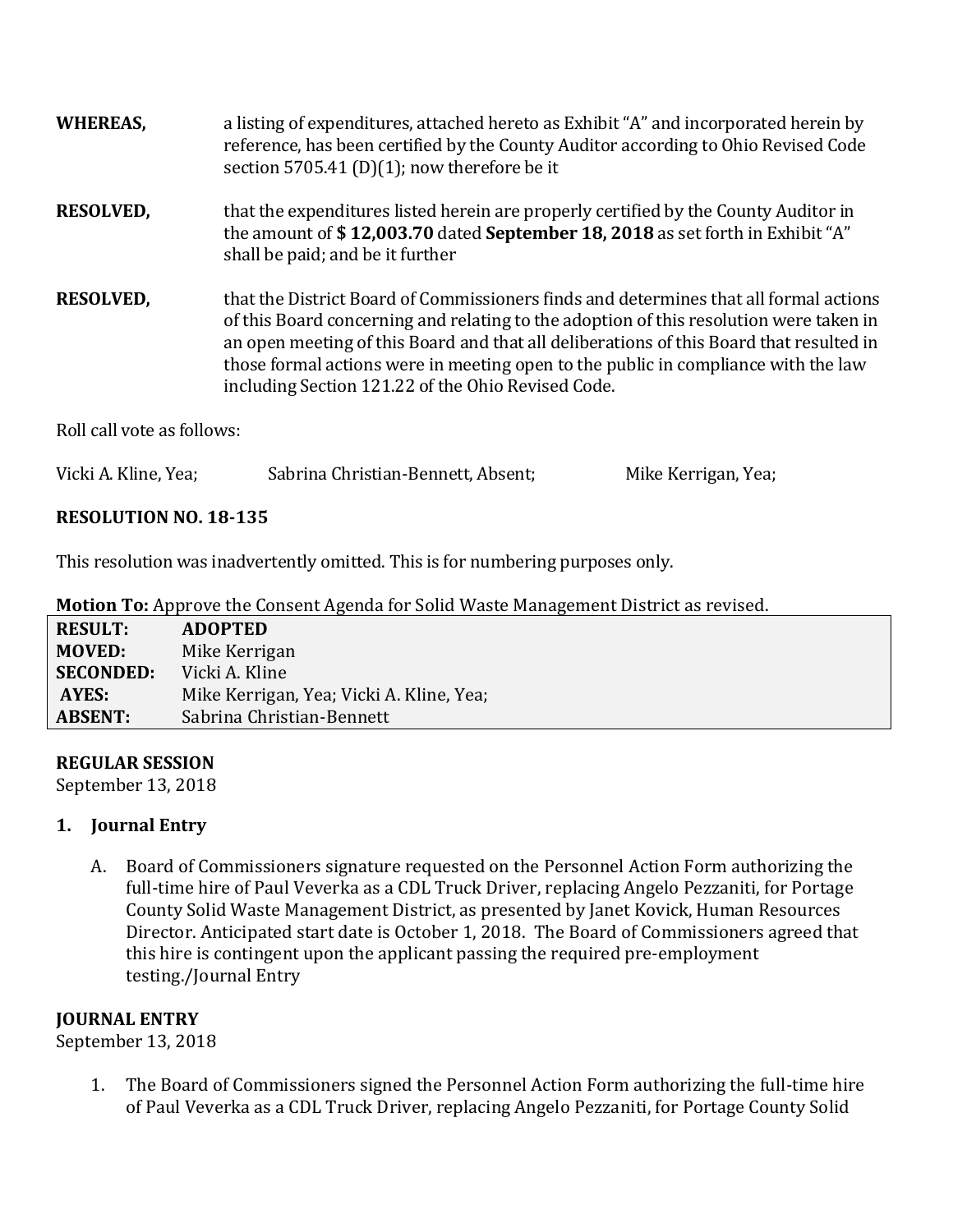**WHEREAS,** a listing of expenditures, attached hereto as Exhibit "A" and incorporated herein by reference, has been certified by the County Auditor according to Ohio Revised Code section 5705.41 (D)(1); now therefore be it

**RESOLVED,** that the expenditures listed herein are properly certified by the County Auditor in the amount of **$ 12,003.70** dated **September 18, 2018** as set forth in Exhibit "A" shall be paid; and be it further

**RESOLVED,** that the District Board of Commissioners finds and determines that all formal actions of this Board concerning and relating to the adoption of this resolution were taken in an open meeting of this Board and that all deliberations of this Board that resulted in those formal actions were in meeting open to the public in compliance with the law including Section 121.22 of the Ohio Revised Code.

Roll call vote as follows:

Vicki A. Kline, Yea; Sabrina Christian-Bennett, Absent; Mike Kerrigan, Yea;

**RESOLUTION NO. 18-135**

This resolution was inadvertently omitted. This is for numbering purposes only.

**Motion To:** Approve the Consent Agenda for Solid Waste Management District as revised.

| | |
|---|---|
| **RESULT:** | **ADOPTED** |
| **MOVED:** | Mike Kerrigan |
| **SECONDED:** | Vicki A. Kline |
| **AYES:** | Mike Kerrigan, Yea; Vicki A. Kline, Yea; |
| **ABSENT:** | Sabrina Christian-Bennett |

**REGULAR SESSION**
September 13, 2018

1. **Journal Entry**

   A. Board of Commissioners signature requested on the Personnel Action Form authorizing the full-time hire of Paul Veverka as a CDL Truck Driver, replacing Angelo Pezzaniti, for Portage County Solid Waste Management District, as presented by Janet Kovick, Human Resources Director. Anticipated start date is October 1, 2018. The Board of Commissioners agreed that this hire is contingent upon the applicant passing the required pre-employment testing./Journal Entry

**JOURNAL ENTRY**
September 13, 2018

1. The Board of Commissioners signed the Personnel Action Form authorizing the full-time hire of Paul Veverka as a CDL Truck Driver, replacing Angelo Pezzaniti, for Portage County Solid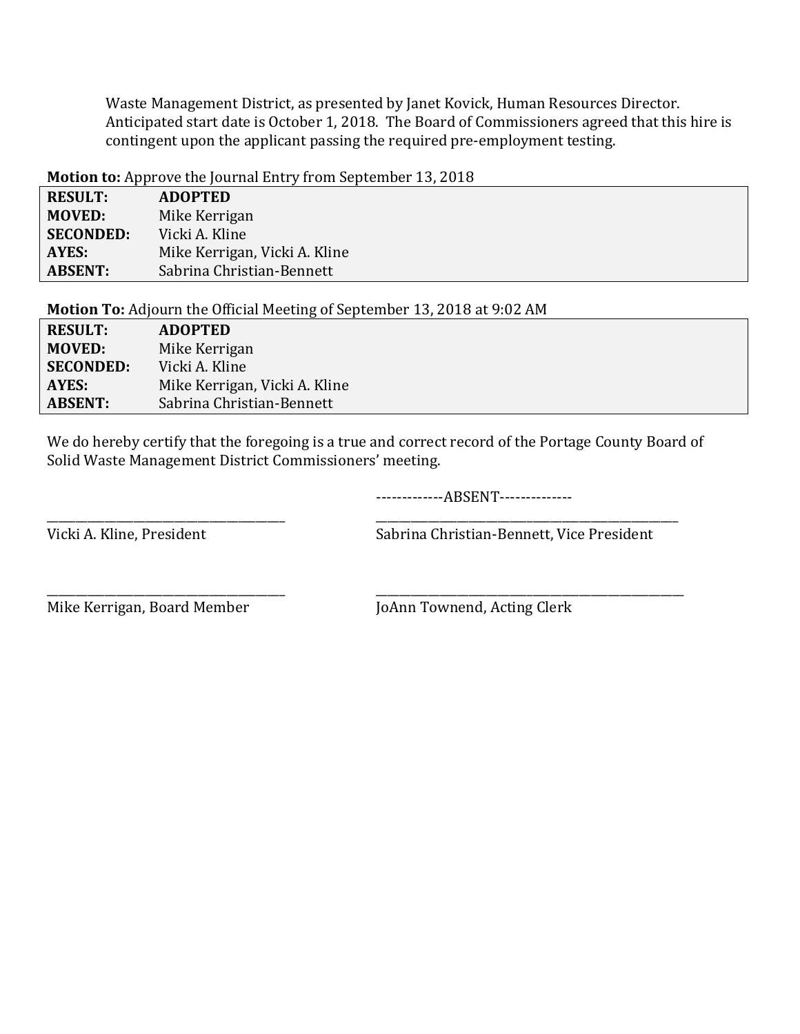Waste Management District, as presented by Janet Kovick, Human Resources Director. Anticipated start date is October 1, 2018. The Board of Commissioners agreed that this hire is contingent upon the applicant passing the required pre-employment testing.

**Motion to:** Approve the Journal Entry from September 13, 2018

| | |
|---|---|
| **RESULT:** | **ADOPTED** |
| **MOVED:** | Mike Kerrigan |
| **SECONDED:** | Vicki A. Kline |
| **AYES:** | Mike Kerrigan, Vicki A. Kline |
| **ABSENT:** | Sabrina Christian-Bennett |

**Motion To:** Adjourn the Official Meeting of September 13, 2018 at 9:02 AM

| | |
|---|---|
| **RESULT:** | **ADOPTED** |
| **MOVED:** | Mike Kerrigan |
| **SECONDED:** | Vicki A. Kline |
| **AYES:** | Mike Kerrigan, Vicki A. Kline |
| **ABSENT:** | Sabrina Christian-Bennett |

We do hereby certify that the foregoing is a true and correct record of the Portage County Board of Solid Waste Management District Commissioners' meeting.

_______________________________
Vicki A. Kline, President

-------------ABSENT--------------
_______________________________
Sabrina Christian-Bennett, Vice President

_______________________________
Mike Kerrigan, Board Member

_______________________________
JoAnn Townend, Acting Clerk